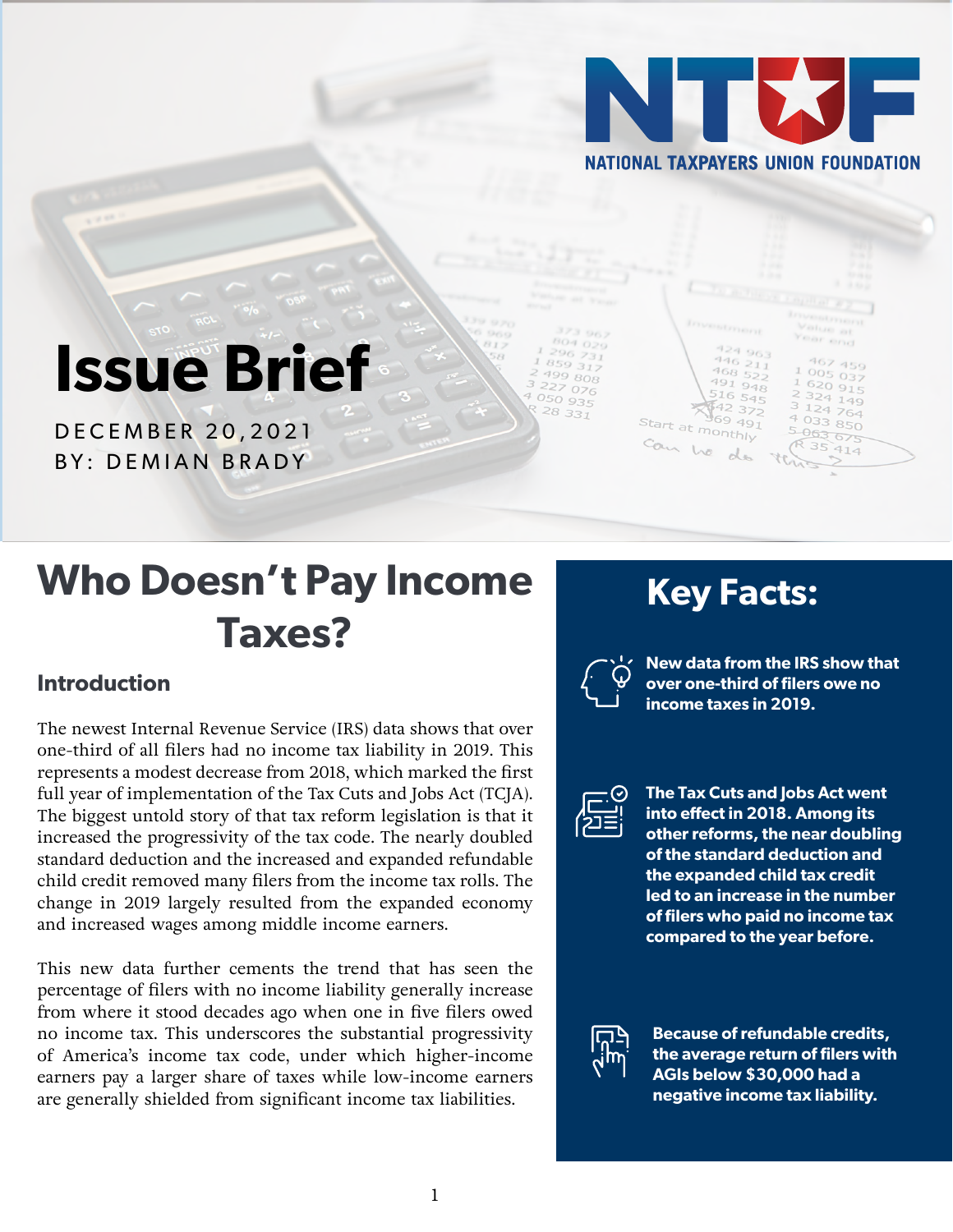NTUF

NATIONAL TAXPAYERS UNION FOUNDATION

# Issue Brief

DECEMBER 20,2021

BY: DEMIAN BRADY

# Who Doesn't Pay Income Taxes?

## Introduction

The newest Internal Revenue Service (IRS) data shows that over one-third of all filers had no income tax liability in 2019. This represents a modest decrease from 2018, which marked the first full year of implementation of the Tax Cuts and Jobs Act (TCJA). The biggest untold story of that tax reform legislation is that it increased the progressivity of the tax code. The nearly doubled standard deduction and the increased and expanded refundable child credit removed many filers from the income tax rolls. The change in 2019 largely resulted from the expanded economy and increased wages among middle income earners.

This new data further cements the trend that has seen the percentage of filers with no income liability generally increase from where it stood decades ago when one in five filers owed no income tax. This underscores the substantial progressivity of America's income tax code, under which higher-income earners pay a larger share of taxes while low-income earners are generally shielded from significant income tax liabilities.

## Key Facts:

- **New data from the IRS show that over one-third of filers owe no income taxes in 2019.**
- **The Tax Cuts and Jobs Act went into effect in 2018. Among its other reforms, the near doubling of the standard deduction and the expanded child tax credit led to an increase in the number of filers who paid no income tax compared to the year before.**
- **Because of refundable credits, the average return of filers with AGIs below $30,000 had a negative income tax liability.**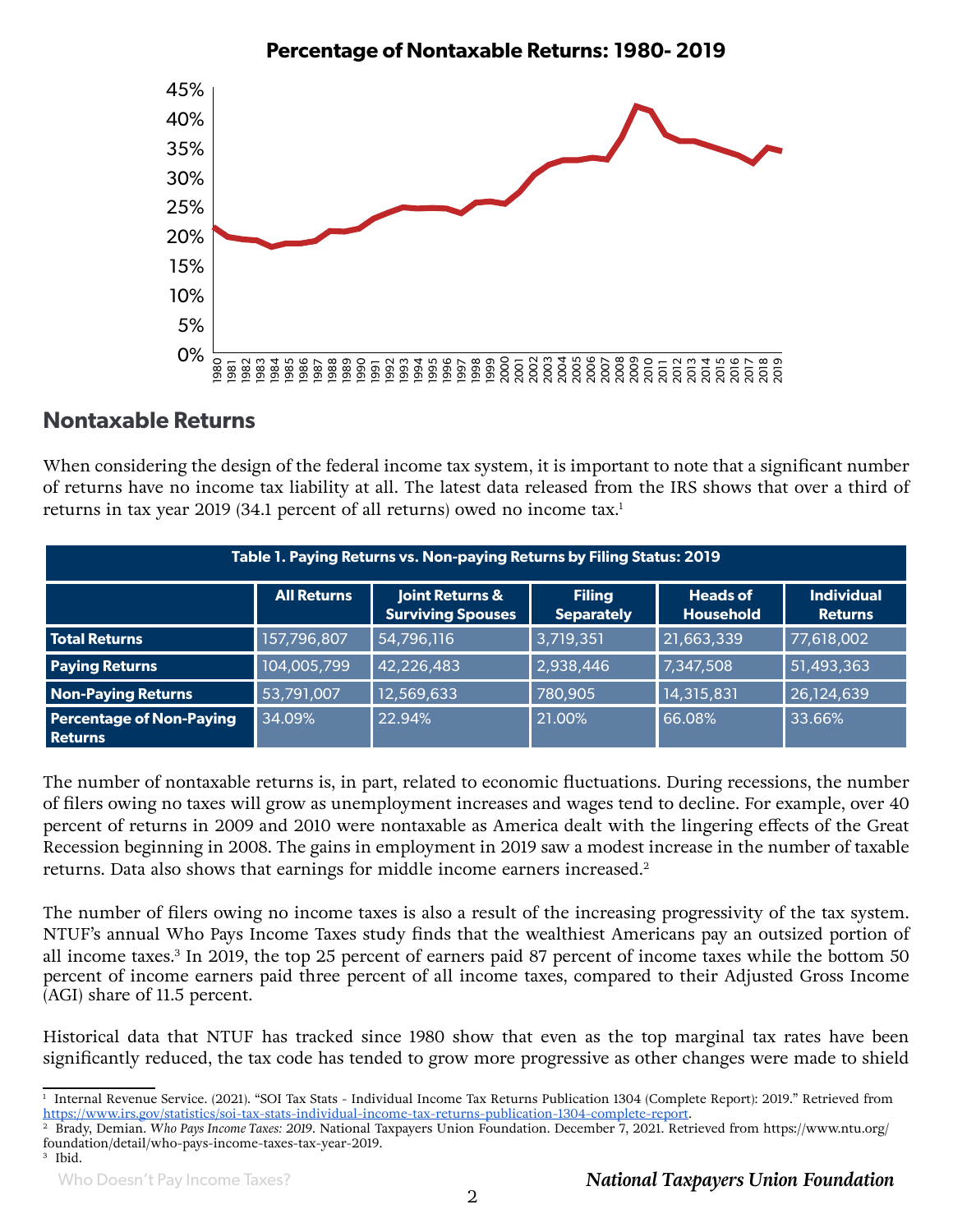**Percentage of Nontaxable Returns: 1980- 2019**

## Nontaxable Returns

When considering the design of the federal income tax system, it is important to note that a significant number of returns have no income tax liability at all. The latest data released from the IRS shows that over a third of returns in tax year 2019 (34.1 percent of all returns) owed no income tax.[1]

**Table 1. Paying Returns vs. Non-paying Returns by Filing Status: 2019**

| | All Returns | Joint Returns & Surviving Spouses | Filing Separately | Heads of Household | Individual Returns |
|---|---|---|---|---|---|
| **Total Returns** | 157,796,807 | 54,796,116 | 3,719,351 | 21,663,339 | 77,618,002 |
| **Paying Returns** | 104,005,799 | 42,226,483 | 2,938,446 | 7,347,508 | 51,493,363 |
| **Non-Paying Returns** | 53,791,007 | 12,569,633 | 780,905 | 14,315,831 | 26,124,639 |
| **Percentage of Non-Paying Returns** | 34.09% | 22.94% | 21.00% | 66.08% | 33.66% |

The number of nontaxable returns is, in part, related to economic fluctuations. During recessions, the number of filers owing no taxes will grow as unemployment increases and wages tend to decline. For example, over 40 percent of returns in 2009 and 2010 were nontaxable as America dealt with the lingering effects of the Great Recession beginning in 2008. The gains in employment in 2019 saw a modest increase in the number of taxable returns. Data also shows that earnings for middle income earners increased.[2]

The number of filers owing no income taxes is also a result of the increasing progressivity of the tax system. NTUF's annual Who Pays Income Taxes study finds that the wealthiest Americans pay an outsized portion of all income taxes.[3] In 2019, the top 25 percent of earners paid 87 percent of income taxes while the bottom 50 percent of income earners paid three percent of all income taxes, compared to their Adjusted Gross Income (AGI) share of 11.5 percent.

Historical data that NTUF has tracked since 1980 show that even as the top marginal tax rates have been significantly reduced, the tax code has tended to grow more progressive as other changes were made to shield

[1] Internal Revenue Service. (2021). "SOI Tax Stats - Individual Income Tax Returns Publication 1304 (Complete Report): 2019." Retrieved from https://www.irs.gov/statistics/soi-tax-stats-individual-income-tax-returns-publication-1304-complete-report.

[2] Brady, Demian. *Who Pays Income Taxes: 2019*. National Taxpayers Union Foundation. December 7, 2021. Retrieved from https://www.ntu.org/foundation/detail/who-pays-income-taxes-tax-year-2019.

[3] Ibid.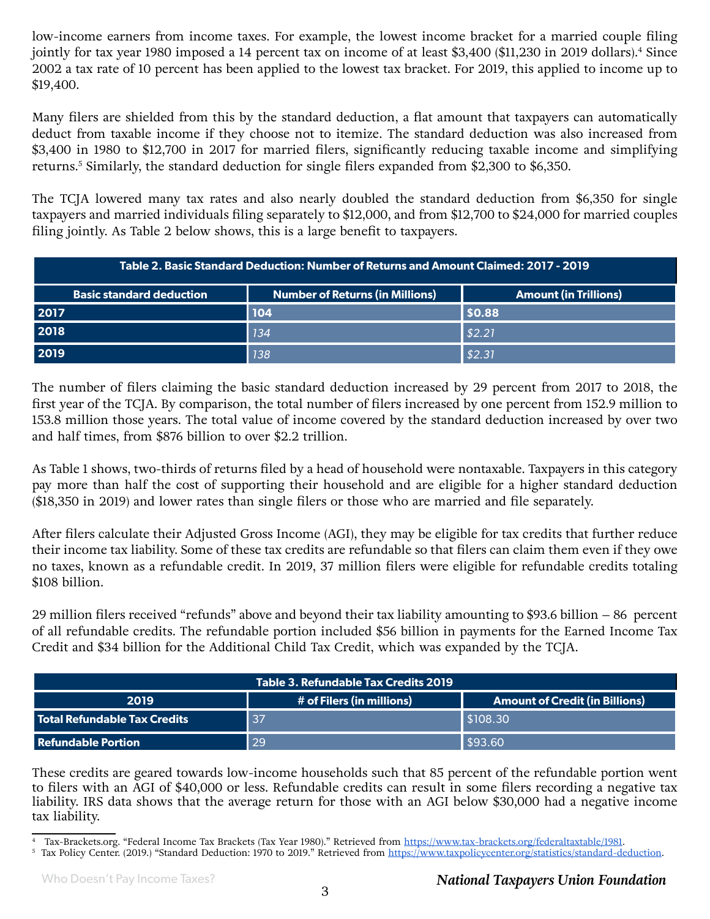low-income earners from income taxes. For example, the lowest income bracket for a married couple filing jointly for tax year 1980 imposed a 14 percent tax on income of at least $3,400 ($11,230 in 2019 dollars).[4] Since 2002 a tax rate of 10 percent has been applied to the lowest tax bracket. For 2019, this applied to income up to $19,400.

Many filers are shielded from this by the standard deduction, a flat amount that taxpayers can automatically deduct from taxable income if they choose not to itemize. The standard deduction was also increased from $3,400 in 1980 to $12,700 in 2017 for married filers, significantly reducing taxable income and simplifying returns.[5] Similarly, the standard deduction for single filers expanded from $2,300 to $6,350.

The TCJA lowered many tax rates and also nearly doubled the standard deduction from $6,350 for single taxpayers and married individuals filing separately to $12,000, and from $12,700 to $24,000 for married couples filing jointly. As Table 2 below shows, this is a large benefit to taxpayers.

**Table 2. Basic Standard Deduction: Number of Returns and Amount Claimed: 2017 - 2019**

| Basic standard deduction | Number of Returns (in Millions) | Amount (in Trillions) |
|---|---|---|
| 2017 | 104 | $0.88 |
| 2018 | 134 | $2.21 |
| 2019 | 138 | $2.31 |

The number of filers claiming the basic standard deduction increased by 29 percent from 2017 to 2018, the first year of the TCJA. By comparison, the total number of filers increased by one percent from 152.9 million to 153.8 million those years. The total value of income covered by the standard deduction increased by over two and half times, from $876 billion to over $2.2 trillion.

As Table 1 shows, two-thirds of returns filed by a head of household were nontaxable. Taxpayers in this category pay more than half the cost of supporting their household and are eligible for a higher standard deduction ($18,350 in 2019) and lower rates than single filers or those who are married and file separately.

After filers calculate their Adjusted Gross Income (AGI), they may be eligible for tax credits that further reduce their income tax liability. Some of these tax credits are refundable so that filers can claim them even if they owe no taxes, known as a refundable credit. In 2019, 37 million filers were eligible for refundable credits totaling $108 billion.

29 million filers received "refunds" above and beyond their tax liability amounting to $93.6 billion – 86 percent of all refundable credits. The refundable portion included $56 billion in payments for the Earned Income Tax Credit and $34 billion for the Additional Child Tax Credit, which was expanded by the TCJA.

**Table 3. Refundable Tax Credits 2019**

| 2019 | # of Filers (in millions) | Amount of Credit (in Billions) |
|---|---|---|
| Total Refundable Tax Credits | 37 | $108.30 |
| Refundable Portion | 29 | $93.60 |

These credits are geared towards low-income households such that 85 percent of the refundable portion went to filers with an AGI of $40,000 or less. Refundable credits can result in some filers recording a negative tax liability. IRS data shows that the average return for those with an AGI below $30,000 had a negative income tax liability.

---

[4] Tax-Brackets.org. "Federal Income Tax Brackets (Tax Year 1980)." Retrieved from https://www.tax-brackets.org/federaltaxtable/1981.

[5] Tax Policy Center. (2019.) "Standard Deduction: 1970 to 2019." Retrieved from https://www.taxpolicycenter.org/statistics/standard-deduction.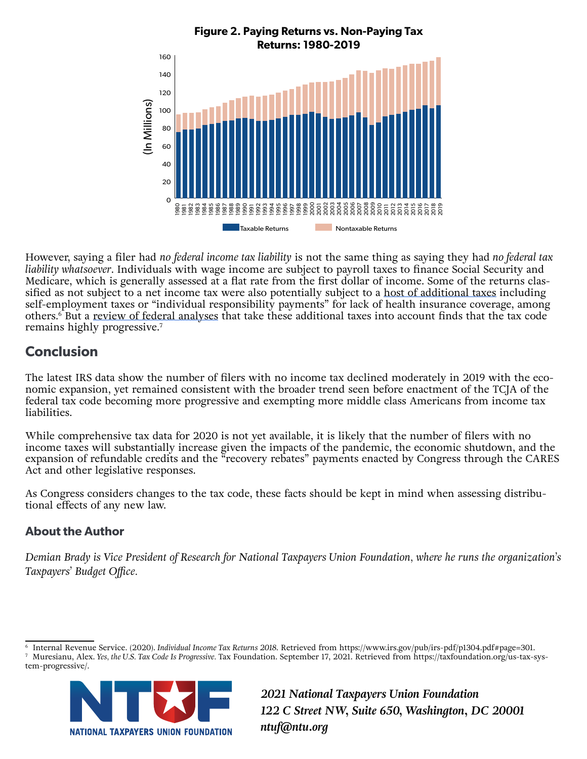**Figure 2. Paying Returns vs. Non-Paying Tax Returns: 1980-2019**

(In Millions)

0 20 40 60 80 100 120 140 160

1980 1981 1982 1983 1984 1985 1986 1987 1988 1989 1990 1991 1992 1993 1994 1995 1996 1997 1998 1999 2000 2001 2002 2003 2004 2005 2006 2007 2008 2009 2010 2011 2012 2013 2014 2015 2016 2017 2018 2019

Taxable Returns

Nontaxable Returns

However, saying a filer had *no federal income tax liability* is not the same thing as saying they had *no federal tax liability whatsoever*. Individuals with wage income are subject to payroll taxes to finance Social Security and Medicare, which is generally assessed at a flat rate from the first dollar of income. Some of the returns classified as not subject to a net income tax were also potentially subject to a host of additional taxes including self-employment taxes or "individual responsibility payments" for lack of health insurance coverage, among others.[6] But a review of federal analyses that take these additional taxes into account finds that the tax code remains highly progressive.[7]

## Conclusion

The latest IRS data show the number of filers with no income tax declined moderately in 2019 with the economic expansion, yet remained consistent with the broader trend seen before enactment of the TCJA of the federal tax code becoming more progressive and exempting more middle class Americans from income tax liabilities.

While comprehensive tax data for 2020 is not yet available, it is likely that the number of filers with no income taxes will substantially increase given the impacts of the pandemic, the economic shutdown, and the expansion of refundable credits and the "recovery rebates" payments enacted by Congress through the CARES Act and other legislative responses.

As Congress considers changes to the tax code, these facts should be kept in mind when assessing distributional effects of any new law.

### About the Author

*Demian Brady is Vice President of Research for National Taxpayers Union Foundation, where he runs the organization's Taxpayers' Budget Office.*

---

[6] Internal Revenue Service. (2020). *Individual Income Tax Returns 2018*. Retrieved from https://www.irs.gov/pub/irs-pdf/p1304.pdf#page=301.

[7] Muresianu, Alex. *Yes, the U.S. Tax Code Is Progressive*. Tax Foundation. September 17, 2021. Retrieved from https://taxfoundation.org/us-tax-system-progressive/.

NTUF NATIONAL TAXPAYERS UNION FOUNDATION

*2021 National Taxpayers Union Foundation*
*122 C Street NW, Suite 650, Washington, DC 20001*
*ntuf@ntu.org*